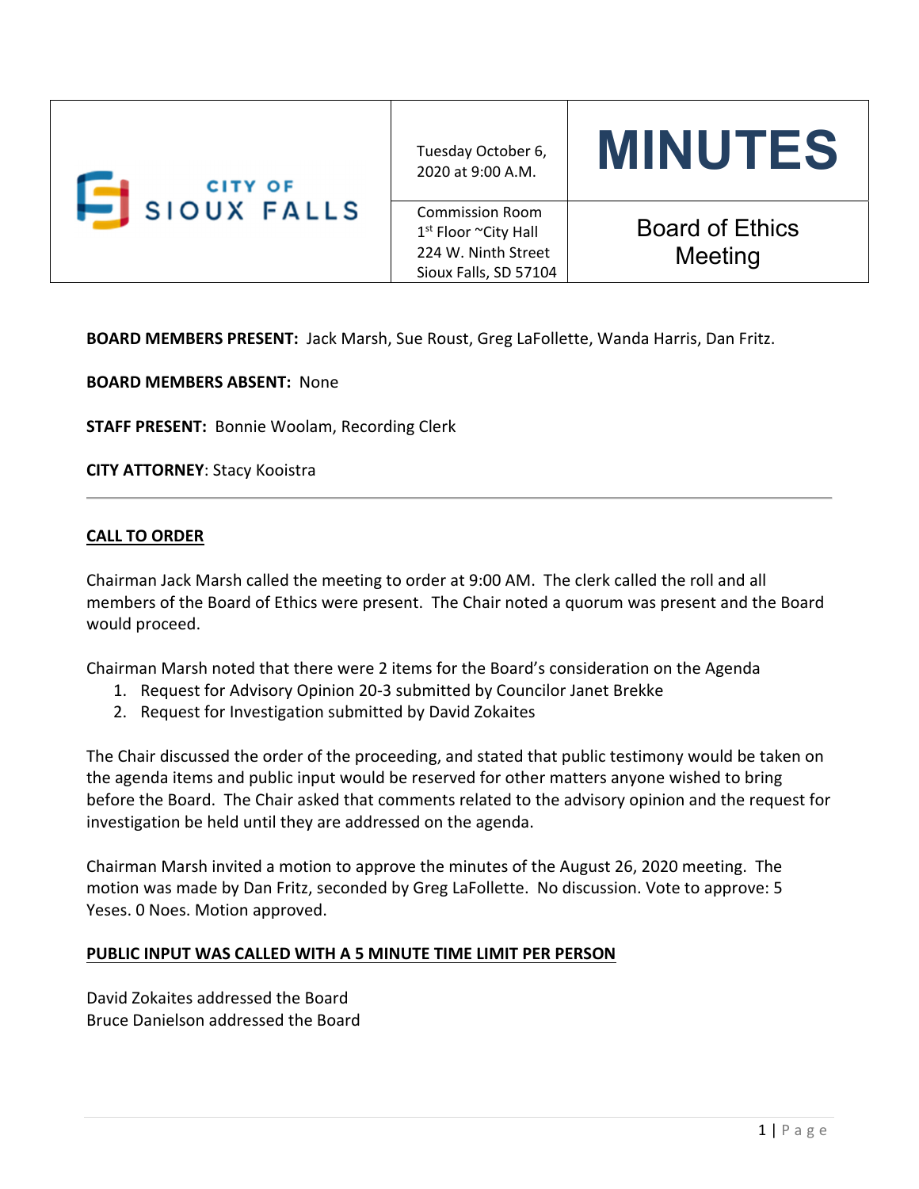| CITY OF SIOUX FALLS | Tuesday October 6, 2020 at 9:00 A.M. | **MINUTES** |
| --- | --- | --- |
| | Commission Room<br>1st Floor ~City Hall<br>224 W. Ninth Street<br>Sioux Falls, SD 57104 | Board of Ethics Meeting |

**BOARD MEMBERS PRESENT:** Jack Marsh, Sue Roust, Greg LaFollette, Wanda Harris, Dan Fritz.

**BOARD MEMBERS ABSENT:** None

**STAFF PRESENT:** Bonnie Woolam, Recording Clerk

**CITY ATTORNEY**: Stacy Kooistra

---

## CALL TO ORDER

Chairman Jack Marsh called the meeting to order at 9:00 AM. The clerk called the roll and all members of the Board of Ethics were present. The Chair noted a quorum was present and the Board would proceed.

Chairman Marsh noted that there were 2 items for the Board's consideration on the Agenda

1. Request for Advisory Opinion 20-3 submitted by Councilor Janet Brekke
2. Request for Investigation submitted by David Zokaites

The Chair discussed the order of the proceeding, and stated that public testimony would be taken on the agenda items and public input would be reserved for other matters anyone wished to bring before the Board. The Chair asked that comments related to the advisory opinion and the request for investigation be held until they are addressed on the agenda.

Chairman Marsh invited a motion to approve the minutes of the August 26, 2020 meeting. The motion was made by Dan Fritz, seconded by Greg LaFollette. No discussion. Vote to approve: 5 Yeses. 0 Noes. Motion approved.

## PUBLIC INPUT WAS CALLED WITH A 5 MINUTE TIME LIMIT PER PERSON

David Zokaites addressed the Board
Bruce Danielson addressed the Board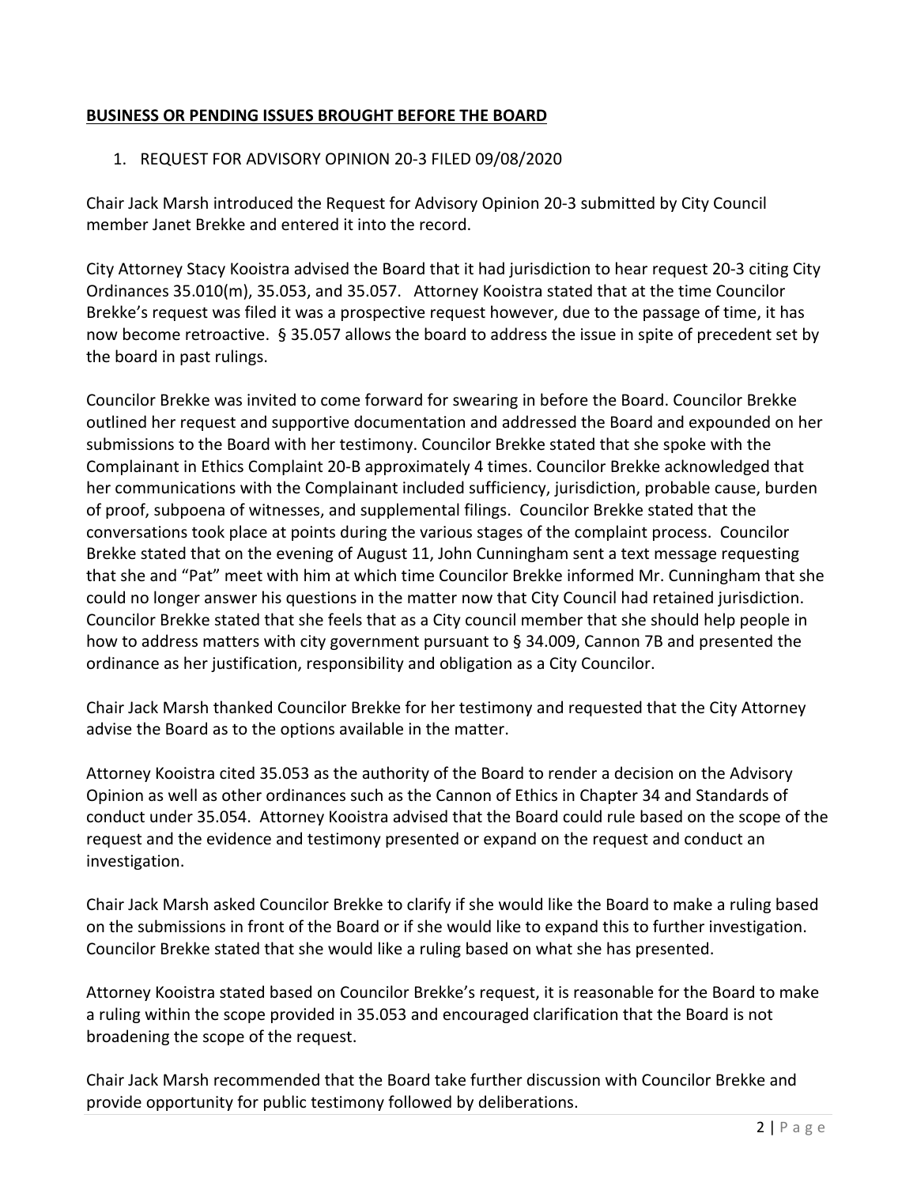## BUSINESS OR PENDING ISSUES BROUGHT BEFORE THE BOARD

1. REQUEST FOR ADVISORY OPINION 20-3 FILED 09/08/2020

Chair Jack Marsh introduced the Request for Advisory Opinion 20-3 submitted by City Council member Janet Brekke and entered it into the record.

City Attorney Stacy Kooistra advised the Board that it had jurisdiction to hear request 20-3 citing City Ordinances 35.010(m), 35.053, and 35.057. Attorney Kooistra stated that at the time Councilor Brekke's request was filed it was a prospective request however, due to the passage of time, it has now become retroactive. § 35.057 allows the board to address the issue in spite of precedent set by the board in past rulings.

Councilor Brekke was invited to come forward for swearing in before the Board. Councilor Brekke outlined her request and supportive documentation and addressed the Board and expounded on her submissions to the Board with her testimony. Councilor Brekke stated that she spoke with the Complainant in Ethics Complaint 20-B approximately 4 times. Councilor Brekke acknowledged that her communications with the Complainant included sufficiency, jurisdiction, probable cause, burden of proof, subpoena of witnesses, and supplemental filings. Councilor Brekke stated that the conversations took place at points during the various stages of the complaint process. Councilor Brekke stated that on the evening of August 11, John Cunningham sent a text message requesting that she and "Pat" meet with him at which time Councilor Brekke informed Mr. Cunningham that she could no longer answer his questions in the matter now that City Council had retained jurisdiction. Councilor Brekke stated that she feels that as a City council member that she should help people in how to address matters with city government pursuant to § 34.009, Cannon 7B and presented the ordinance as her justification, responsibility and obligation as a City Councilor.

Chair Jack Marsh thanked Councilor Brekke for her testimony and requested that the City Attorney advise the Board as to the options available in the matter.

Attorney Kooistra cited 35.053 as the authority of the Board to render a decision on the Advisory Opinion as well as other ordinances such as the Cannon of Ethics in Chapter 34 and Standards of conduct under 35.054. Attorney Kooistra advised that the Board could rule based on the scope of the request and the evidence and testimony presented or expand on the request and conduct an investigation.

Chair Jack Marsh asked Councilor Brekke to clarify if she would like the Board to make a ruling based on the submissions in front of the Board or if she would like to expand this to further investigation. Councilor Brekke stated that she would like a ruling based on what she has presented.

Attorney Kooistra stated based on Councilor Brekke's request, it is reasonable for the Board to make a ruling within the scope provided in 35.053 and encouraged clarification that the Board is not broadening the scope of the request.

Chair Jack Marsh recommended that the Board take further discussion with Councilor Brekke and provide opportunity for public testimony followed by deliberations.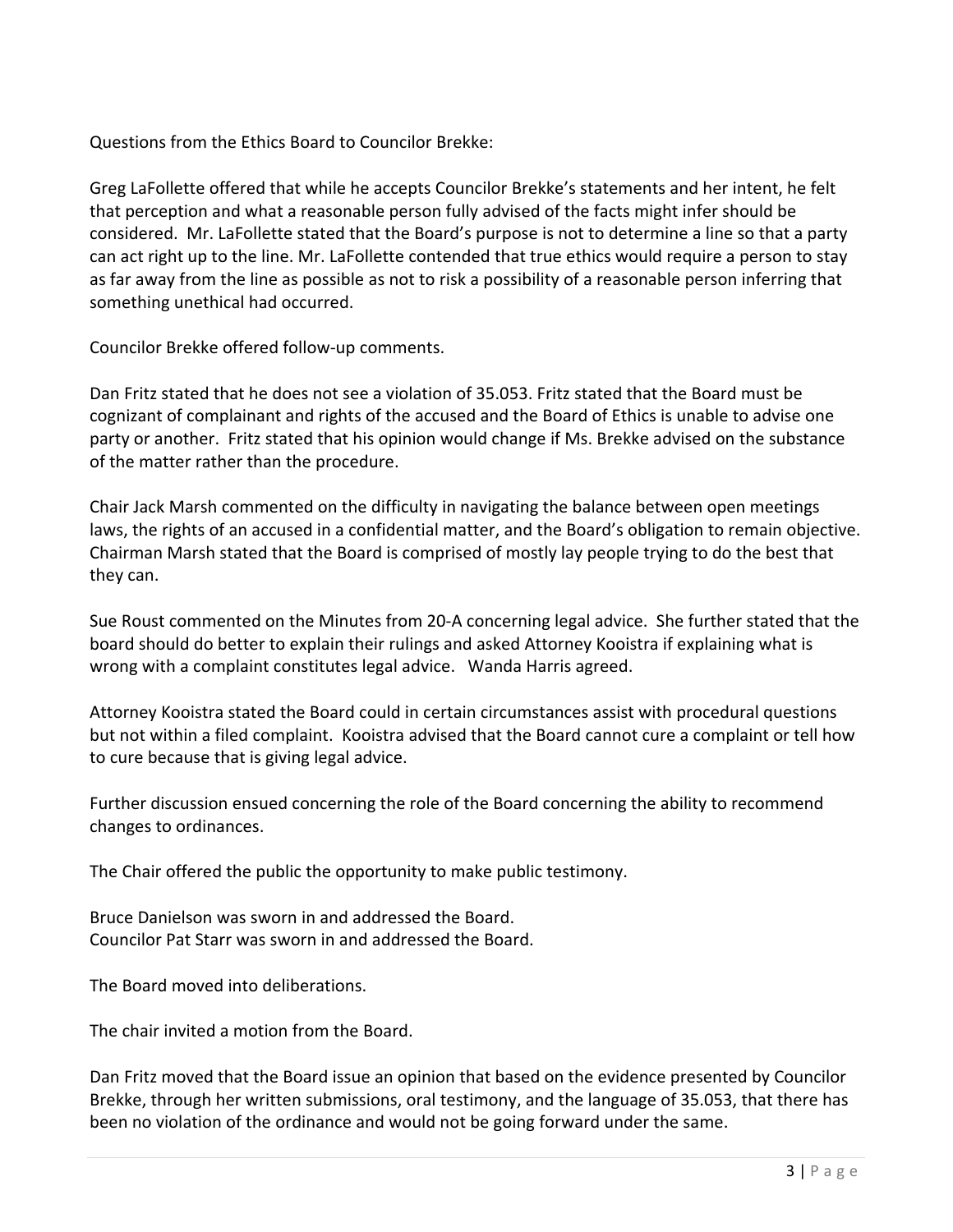Questions from the Ethics Board to Councilor Brekke:

Greg LaFollette offered that while he accepts Councilor Brekke's statements and her intent, he felt that perception and what a reasonable person fully advised of the facts might infer should be considered. Mr. LaFollette stated that the Board's purpose is not to determine a line so that a party can act right up to the line. Mr. LaFollette contended that true ethics would require a person to stay as far away from the line as possible as not to risk a possibility of a reasonable person inferring that something unethical had occurred.

Councilor Brekke offered follow-up comments.

Dan Fritz stated that he does not see a violation of 35.053. Fritz stated that the Board must be cognizant of complainant and rights of the accused and the Board of Ethics is unable to advise one party or another. Fritz stated that his opinion would change if Ms. Brekke advised on the substance of the matter rather than the procedure.

Chair Jack Marsh commented on the difficulty in navigating the balance between open meetings laws, the rights of an accused in a confidential matter, and the Board's obligation to remain objective. Chairman Marsh stated that the Board is comprised of mostly lay people trying to do the best that they can.

Sue Roust commented on the Minutes from 20-A concerning legal advice. She further stated that the board should do better to explain their rulings and asked Attorney Kooistra if explaining what is wrong with a complaint constitutes legal advice. Wanda Harris agreed.

Attorney Kooistra stated the Board could in certain circumstances assist with procedural questions but not within a filed complaint. Kooistra advised that the Board cannot cure a complaint or tell how to cure because that is giving legal advice.

Further discussion ensued concerning the role of the Board concerning the ability to recommend changes to ordinances.

The Chair offered the public the opportunity to make public testimony.

Bruce Danielson was sworn in and addressed the Board.
Councilor Pat Starr was sworn in and addressed the Board.

The Board moved into deliberations.

The chair invited a motion from the Board.

Dan Fritz moved that the Board issue an opinion that based on the evidence presented by Councilor Brekke, through her written submissions, oral testimony, and the language of 35.053, that there has been no violation of the ordinance and would not be going forward under the same.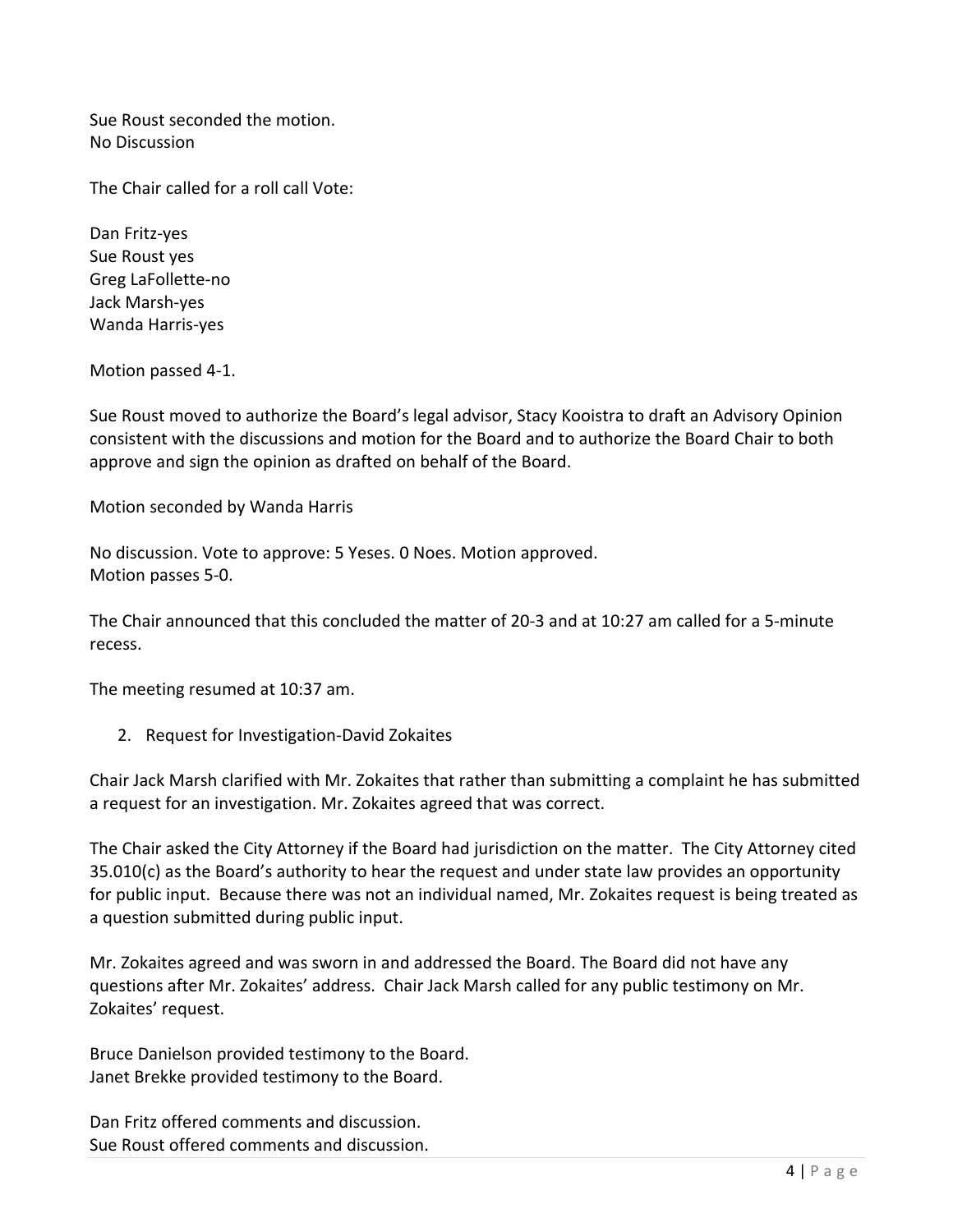Sue Roust seconded the motion.
No Discussion

The Chair called for a roll call Vote:

Dan Fritz-yes
Sue Roust yes
Greg LaFollette-no
Jack Marsh-yes
Wanda Harris-yes

Motion passed 4-1.

Sue Roust moved to authorize the Board's legal advisor, Stacy Kooistra to draft an Advisory Opinion consistent with the discussions and motion for the Board and to authorize the Board Chair to both approve and sign the opinion as drafted on behalf of the Board.

Motion seconded by Wanda Harris

No discussion. Vote to approve: 5 Yeses. 0 Noes. Motion approved.
Motion passes 5-0.

The Chair announced that this concluded the matter of 20-3 and at 10:27 am called for a 5-minute recess.

The meeting resumed at 10:37 am.

2. Request for Investigation-David Zokaites

Chair Jack Marsh clarified with Mr. Zokaites that rather than submitting a complaint he has submitted a request for an investigation. Mr. Zokaites agreed that was correct.

The Chair asked the City Attorney if the Board had jurisdiction on the matter. The City Attorney cited 35.010(c) as the Board's authority to hear the request and under state law provides an opportunity for public input. Because there was not an individual named, Mr. Zokaites request is being treated as a question submitted during public input.

Mr. Zokaites agreed and was sworn in and addressed the Board. The Board did not have any questions after Mr. Zokaites' address. Chair Jack Marsh called for any public testimony on Mr. Zokaites' request.

Bruce Danielson provided testimony to the Board.
Janet Brekke provided testimony to the Board.

Dan Fritz offered comments and discussion.
Sue Roust offered comments and discussion.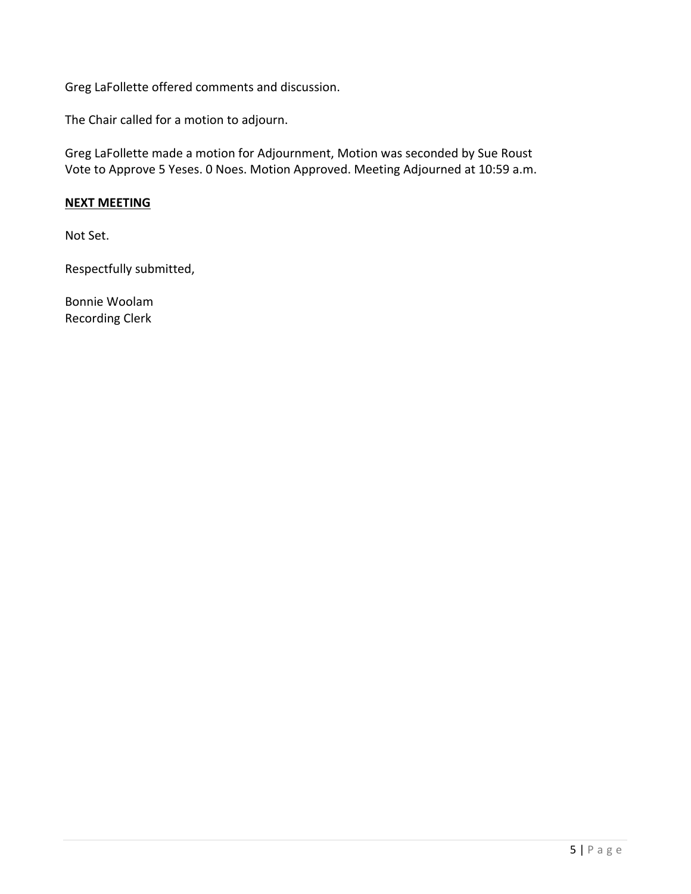Greg LaFollette offered comments and discussion.

The Chair called for a motion to adjourn.

Greg LaFollette made a motion for Adjournment, Motion was seconded by Sue Roust
Vote to Approve 5 Yeses. 0 Noes. Motion Approved. Meeting Adjourned at 10:59 a.m.

**NEXT MEETING**

Not Set.

Respectfully submitted,

Bonnie Woolam
Recording Clerk